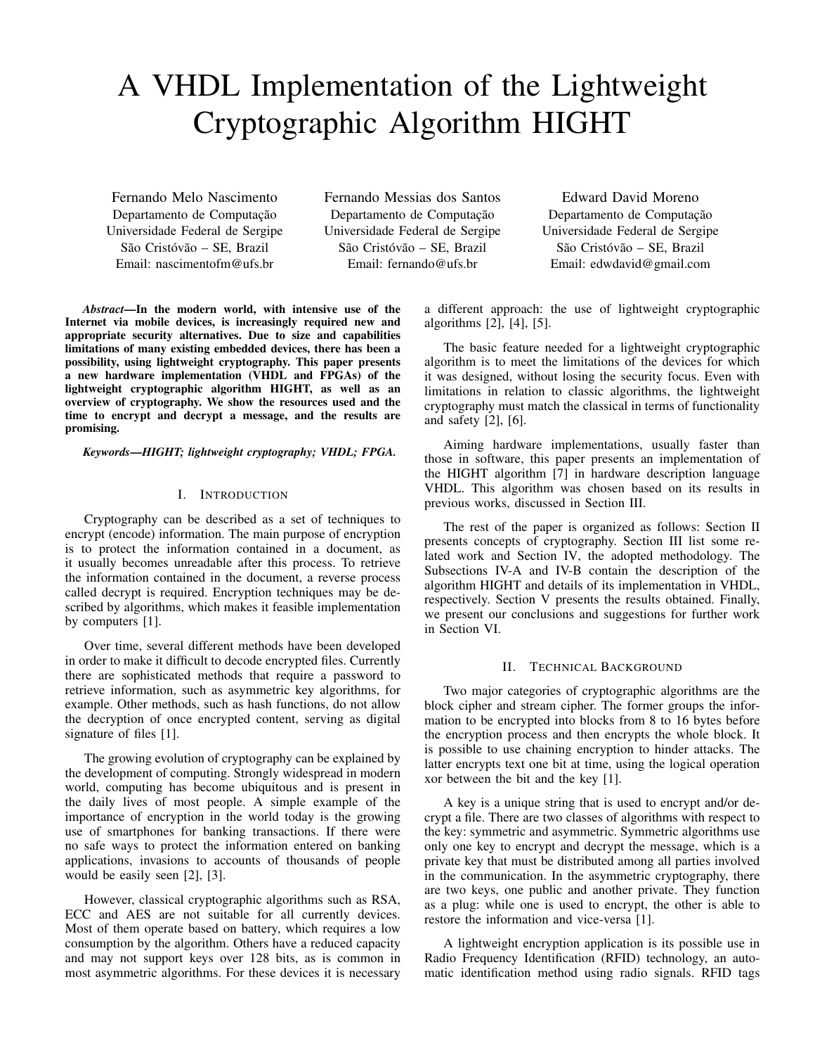# A VHDL Implementation of the Lightweight Cryptographic Algorithm HIGHT

Fernando Melo Nascimento
Departamento de Computação
Universidade Federal de Sergipe
São Cristóvão – SE, Brazil
Email: nascimentofm@ufs.br

Fernando Messias dos Santos
Departamento de Computação
Universidade Federal de Sergipe
São Cristóvão – SE, Brazil
Email: fernando@ufs.br

Edward David Moreno
Departamento de Computação
Universidade Federal de Sergipe
São Cristóvão – SE, Brazil
Email: edwdavid@gmail.com

***Abstract*—In the modern world, with intensive use of the Internet via mobile devices, is increasingly required new and appropriate security alternatives. Due to size and capabilities limitations of many existing embedded devices, there has been a possibility, using lightweight cryptography. This paper presents a new hardware implementation (VHDL and FPGAs) of the lightweight cryptographic algorithm HIGHT, as well as an overview of cryptography. We show the resources used and the time to encrypt and decrypt a message, and the results are promising.**

***Keywords*—*HIGHT; lightweight cryptography; VHDL; FPGA.***

## I. Introduction

Cryptography can be described as a set of techniques to encrypt (encode) information. The main purpose of encryption is to protect the information contained in a document, as it usually becomes unreadable after this process. To retrieve the information contained in the document, a reverse process called decrypt is required. Encryption techniques may be described by algorithms, which makes it feasible implementation by computers [1].

Over time, several different methods have been developed in order to make it difficult to decode encrypted files. Currently there are sophisticated methods that require a password to retrieve information, such as asymmetric key algorithms, for example. Other methods, such as hash functions, do not allow the decryption of once encrypted content, serving as digital signature of files [1].

The growing evolution of cryptography can be explained by the development of computing. Strongly widespread in modern world, computing has become ubiquitous and is present in the daily lives of most people. A simple example of the importance of encryption in the world today is the growing use of smartphones for banking transactions. If there were no safe ways to protect the information entered on banking applications, invasions to accounts of thousands of people would be easily seen [2], [3].

However, classical cryptographic algorithms such as RSA, ECC and AES are not suitable for all currently devices. Most of them operate based on battery, which requires a low consumption by the algorithm. Others have a reduced capacity and may not support keys over 128 bits, as is common in most asymmetric algorithms. For these devices it is necessary a different approach: the use of lightweight cryptographic algorithms [2], [4], [5].

The basic feature needed for a lightweight cryptographic algorithm is to meet the limitations of the devices for which it was designed, without losing the security focus. Even with limitations in relation to classic algorithms, the lightweight cryptography must match the classical in terms of functionality and safety [2], [6].

Aiming hardware implementations, usually faster than those in software, this paper presents an implementation of the HIGHT algorithm [7] in hardware description language VHDL. This algorithm was chosen based on its results in previous works, discussed in Section III.

The rest of the paper is organized as follows: Section II presents concepts of cryptography. Section III list some related work and Section IV, the adopted methodology. The Subsections IV-A and IV-B contain the description of the algorithm HIGHT and details of its implementation in VHDL, respectively. Section V presents the results obtained. Finally, we present our conclusions and suggestions for further work in Section VI.

## II. Technical Background

Two major categories of cryptographic algorithms are the block cipher and stream cipher. The former groups the information to be encrypted into blocks from 8 to 16 bytes before the encryption process and then encrypts the whole block. It is possible to use chaining encryption to hinder attacks. The latter encrypts text one bit at time, using the logical operation xor between the bit and the key [1].

A key is a unique string that is used to encrypt and/or decrypt a file. There are two classes of algorithms with respect to the key: symmetric and asymmetric. Symmetric algorithms use only one key to encrypt and decrypt the message, which is a private key that must be distributed among all parties involved in the communication. In the asymmetric cryptography, there are two keys, one public and another private. They function as a plug: while one is used to encrypt, the other is able to restore the information and vice-versa [1].

A lightweight encryption application is its possible use in Radio Frequency Identification (RFID) technology, an automatic identification method using radio signals. RFID tags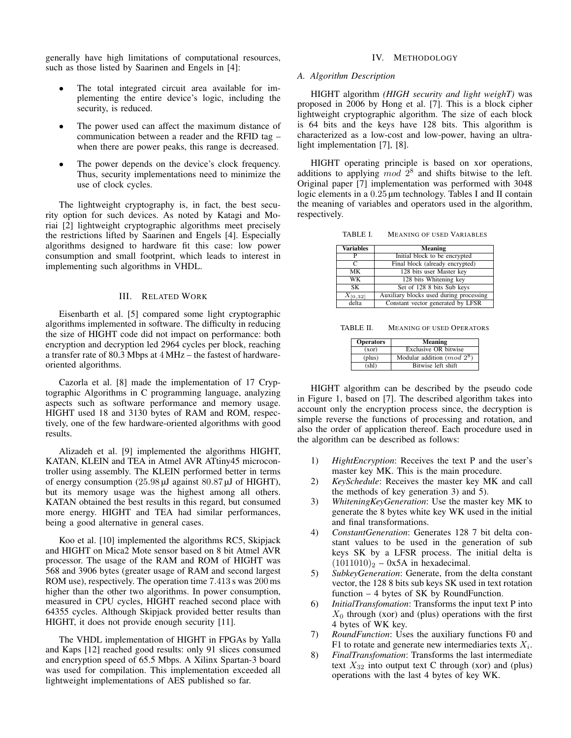generally have high limitations of computational resources, such as those listed by Saarinen and Engels in [4]:

- The total integrated circuit area available for implementing the entire device's logic, including the security, is reduced.
- The power used can affect the maximum distance of communication between a reader and the RFID tag – when there are power peaks, this range is decreased.
- The power depends on the device's clock frequency. Thus, security implementations need to minimize the use of clock cycles.

The lightweight cryptography is, in fact, the best security option for such devices. As noted by Katagi and Moriai [2] lightweight cryptographic algorithms meet precisely the restrictions lifted by Saarinen and Engels [4]. Especially algorithms designed to hardware fit this case: low power consumption and small footprint, which leads to interest in implementing such algorithms in VHDL.

## III. Related Work

Eisenbarth et al. [5] compared some light cryptographic algorithms implemented in software. The difficulty in reducing the size of HIGHT code did not impact on performance: both encryption and decryption led 2964 cycles per block, reaching a transfer rate of 80.3 Mbps at 4 MHz – the fastest of hardware-oriented algorithms.

Cazorla et al. [8] made the implementation of 17 Cryptographic Algorithms in C programming language, analyzing aspects such as software performance and memory usage. HIGHT used 18 and 3130 bytes of RAM and ROM, respectively, one of the few hardware-oriented algorithms with good results.

Alizadeh et al. [9] implemented the algorithms HIGHT, KATAN, KLEIN and TEA in Atmel AVR ATtiny45 microcontroller using assembly. The KLEIN performed better in terms of energy consumption (25.98 µJ against 80.87 µJ of HIGHT), but its memory usage was the highest among all others. KATAN obtained the best results in this regard, but consumed more energy. HIGHT and TEA had similar performances, being a good alternative in general cases.

Koo et al. [10] implemented the algorithms RC5, Skipjack and HIGHT on Mica2 Mote sensor based on 8 bit Atmel AVR processor. The usage of the RAM and ROM of HIGHT was 568 and 3906 bytes (greater usage of RAM and second largest ROM use), respectively. The operation time 7.413 s was 200 ms higher than the other two algorithms. In power consumption, measured in CPU cycles, HIGHT reached second place with 64355 cycles. Although Skipjack provided better results than HIGHT, it does not provide enough security [11].

The VHDL implementation of HIGHT in FPGAs by Yalla and Kaps [12] reached good results: only 91 slices consumed and encryption speed of 65.5 Mbps. A Xilinx Spartan-3 board was used for compilation. This implementation exceeded all lightweight implementations of AES published so far.

## IV. Methodology

### A. Algorithm Description

HIGHT algorithm *(HIGH security and light weighT)* was proposed in 2006 by Hong et al. [7]. This is a block cipher lightweight cryptographic algorithm. The size of each block is 64 bits and the keys have 128 bits. This algorithm is characterized as a low-cost and low-power, having an ultra-light implementation [7], [8].

HIGHT operating principle is based on xor operations, additions to applying $mod\ 2^8$ and shifts bitwise to the left. Original paper [7] implementation was performed with 3048 logic elements in a 0.25 µm technology. Tables I and II contain the meaning of variables and operators used in the algorithm, respectively.

TABLE I. Meaning of used Variables

| Variables | Meaning |
|---|---|
| P | Initial block to be encrypted |
| C | Final block (already encrypted) |
| MK | 128 bits user Master key |
| WK | 128 bits Whitening key |
| SK | Set of 128 8 bits Sub keys |
| $X_{[0,32]}$ | Auxiliary blocks used during processing |
| delta | Constant vector generated by LFSR |

TABLE II. Meaning of used Operators

| Operators | Meaning |
|---|---|
| (xor) | Exclusive OR bitwise |
| (plus) | Modular addition ($mod\ 2^8$) |
| (shl) | Bitwise left shift |

HIGHT algorithm can be described by the pseudo code in Figure 1, based on [7]. The described algorithm takes into account only the encryption process since, the decryption is simple reverse the functions of processing and rotation, and also the order of application thereof. Each procedure used in the algorithm can be described as follows:

1) *HightEncryption*: Receives the text P and the user's master key MK. This is the main procedure.
2) *KeySchedule*: Receives the master key MK and call the methods of key generation 3) and 5).
3) *WhiteningKeyGeneration*: Use the master key MK to generate the 8 bytes white key WK used in the initial and final transformations.
4) *ConstantGeneration*: Generates 128 7 bit delta constant values to be used in the generation of sub keys SK by a LFSR process. The initial delta is $(1011010)_2$ – 0x5A in hexadecimal.
5) *SubkeyGeneration*: Generate, from the delta constant vector, the 128 8 bits sub keys SK used in text rotation function – 4 bytes of SK by RoundFunction.
6) *InitialTransfomation*: Transforms the input text P into $X_0$ through (xor) and (plus) operations with the first 4 bytes of WK key.
7) *RoundFunction*: Uses the auxiliary functions F0 and F1 to rotate and generate new intermediaries texts $X_i$.
8) *FinalTransfomation*: Transforms the last intermediate text $X_{32}$ into output text C through (xor) and (plus) operations with the last 4 bytes of key WK.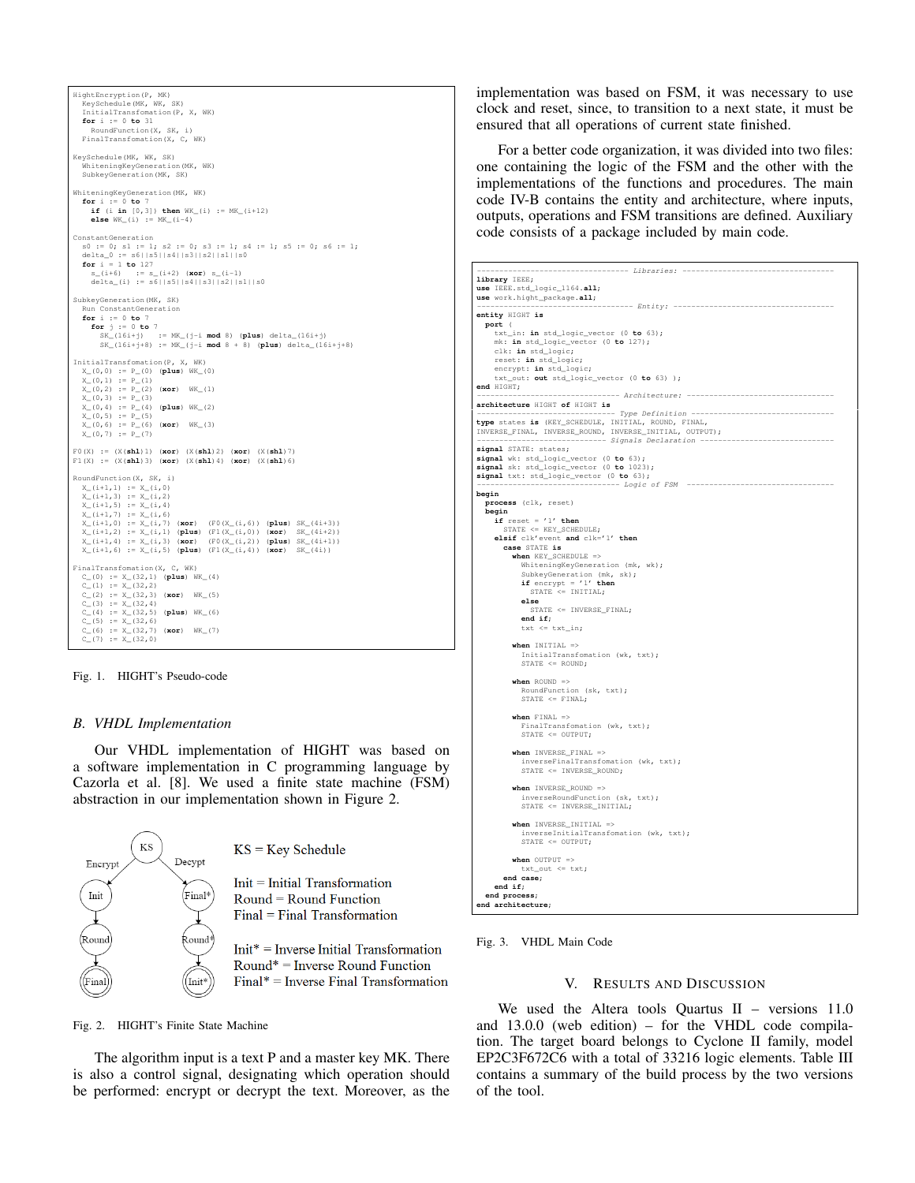```
HightEncryption(P, MK)
  KeySchedule(MK, WK, SK)
  InitialTransfomation(P, X, WK)
  for i := 0 to 31
    RoundFunction(X, SK, i)
  FinalTransfomation(X, C, WK)

KeySchedule(MK, WK, SK)
  WhiteningKeyGeneration(MK, WK)
  SubkeyGeneration(MK, SK)

WhiteningKeyGeneration(MK, WK)
  for i := 0 to 7
    if (i in [0,3]) then WK_(i) := MK_(i+12)
    else WK_(i) := MK_(i-4)

ConstantGeneration
  s0 := 0; s1 := 1; s2 := 0; s3 := 1; s4 := 1; s5 := 0; s6 := 1;
  delta_0 := s6||s5||s4||s3||s2||s1||s0
  for i := 1 to 127
    s_(i+6)    := s_(i+2) (xor) s_(i-1)
    delta_(i) := s6||s5||s4||s3||s2||s1||s0

SubkeyGeneration(MK, SK)
  Run ConstantGeneration
  for i := 0 to 7
    for j := 0 to 7
      SK_(16i+j)   := MK_(j-i mod 8) (plus) delta_(16i+j)
      SK_(16i+j+8) := MK_(j-i mod 8 + 8) (plus) delta_(16i+j+8)

InitialTransfomation(P, X, WK)
  X_(0,0) := P_(0) (plus) WK_(0)
  X_(0,1) := P_(1)
  X_(0,2) := P_(2) (xor)  WK_(1)
  X_(0,3) := P_(3)
  X_(0,4) := P_(4) (plus) WK_(2)
  X_(0,5) := P_(5)
  X_(0,6) := P_(6) (xor)  WK_(3)
  X_(0,7) := P_(7)

F0(X) := (X(shl)1) (xor) (X(shl)2) (xor) (X(shl)7)
F1(X) := (X(shl)3) (xor) (X(shl)4) (xor) (X(shl)6)

RoundFunction(X, SK, i)
  X_(i+1,1) := X_(i,0)
  X_(i+1,3) := X_(i,2)
  X_(i+1,5) := X_(i,4)
  X_(i+1,7) := X_(i,6)
  X_(i+1,0) := X_(i,7) (xor)  (F0(X_(i,6)) (plus) SK_(4i+3))
  X_(i+1,2) := X_(i,1) (plus) (F1(X_(i,0)) (xor)  SK_(4i+2))
  X_(i+1,4) := X_(i,3) (xor)  (F0(X_(i,2)) (plus) SK_(4i+1))
  X_(i+1,6) := X_(i,5) (plus) (F1(X_(i,4)) (xor)  SK_(4i))

FinalTransfomation(X, C, WK)
  C_(0) := X_(32,1) (plus) WK_(4)
  C_(1) := X_(32,2)
  C_(2) := X_(32,3) (xor)  WK_(5)
  C_(3) := X_(32,4)
  C_(4) := X_(32,5) (plus) WK_(6)
  C_(5) := X_(32,6)
  C_(6) := X_(32,7) (xor)  WK_(7)
  C_(7) := X_(32,0)
```

Fig. 1. HIGHT's Pseudo-code

### B. VHDL Implementation

Our VHDL implementation of HIGHT was based on a software implementation in C programming language by Cazorla et al. [8]. We used a finite state machine (FSM) abstraction in our implementation shown in Figure 2.

KS = Key Schedule

Init = Initial Transformation
Round = Round Function
Final = Final Transformation

Init* = Inverse Initial Transformation
Round* = Inverse Round Function
Final* = Inverse Final Transformation

Fig. 2. HIGHT's Finite State Machine

The algorithm input is a text P and a master key MK. There is also a control signal, designating which operation should be performed: encrypt or decrypt the text. Moreover, as the implementation was based on FSM, it was necessary to use clock and reset, since, to transition to a next state, it must be ensured that all operations of current state finished.

For a better code organization, it was divided into two files: one containing the logic of the FSM and the other with the implementations of the functions and procedures. The main code IV-B contains the entity and architecture, where inputs, outputs, operations and FSM transitions are defined. Auxiliary code consists of a package included by main code.

```
---------------------------------- Libraries: ----------------------------------
library IEEE;
use IEEE.std_logic_1164.all;
use work.hight_package.all;
----------------------------------- Entity: ------------------------------------
entity HIGHT is
  port (
    txt_in: in std_logic_vector (0 to 63);
    mk: in std_logic_vector (0 to 127);
    clk: in std_logic;
    reset: in std_logic;
    encrypt: in std_logic;
    txt_out: out std_logic_vector (0 to 63) );
end HIGHT;
-------------------------------- Architecture: ---------------------------------
architecture HIGHT of HIGHT is
------------------------------- Type Definition --------------------------------
type states is (KEY_SCHEDULE, INITIAL, ROUND, FINAL,
INVERSE_FINAL, INVERSE_ROUND, INVERSE_INITIAL, OUTPUT);
----------------------------- Signals Declaration ------------------------------
signal STATE: states;
signal wk: std_logic_vector (0 to 63);
signal sk: std_logic_vector (0 to 1023);
signal txt: std_logic_vector (0 to 63);
--------------------------------- Logic of FSM ---------------------------------
begin
  process (clk, reset)
  begin
    if reset = '1' then
      STATE <= KEY_SCHEDULE;
    elsif clk'event and clk='1' then
      case STATE is
        when KEY_SCHEDULE =>
          WhiteningKeyGeneration (mk, wk);
          SubkeyGeneration (mk, sk);
          if encrypt = '1' then
            STATE <= INITIAL;
          else
            STATE <= INVERSE_FINAL;
          end if;
          txt <= txt_in;

        when INITIAL =>
          InitialTransfomation (wk, txt);
          STATE <= ROUND;

        when ROUND =>
          RoundFunction (sk, txt);
          STATE <= FINAL;

        when FINAL =>
          FinalTransfomation (wk, txt);
          STATE <= OUTPUT;

        when INVERSE_FINAL =>
          inverseFinalTransfomation (wk, txt);
          STATE <= INVERSE_ROUND;

        when INVERSE_ROUND =>
          inverseRoundFunction (sk, txt);
          STATE <= INVERSE_INITIAL;

        when INVERSE_INITIAL =>
          inverseInitialTransfomation (wk, txt);
          STATE <= OUTPUT;

        when OUTPUT =>
          txt_out <= txt;
      end case;
    end if;
  end process;
end architecture;
```

Fig. 3. VHDL Main Code

## V. Results and Discussion

We used the Altera tools Quartus II – versions 11.0 and 13.0.0 (web edition) – for the VHDL code compilation. The target board belongs to Cyclone II family, model EP2C3F672C6 with a total of 33216 logic elements. Table III contains a summary of the build process by the two versions of the tool.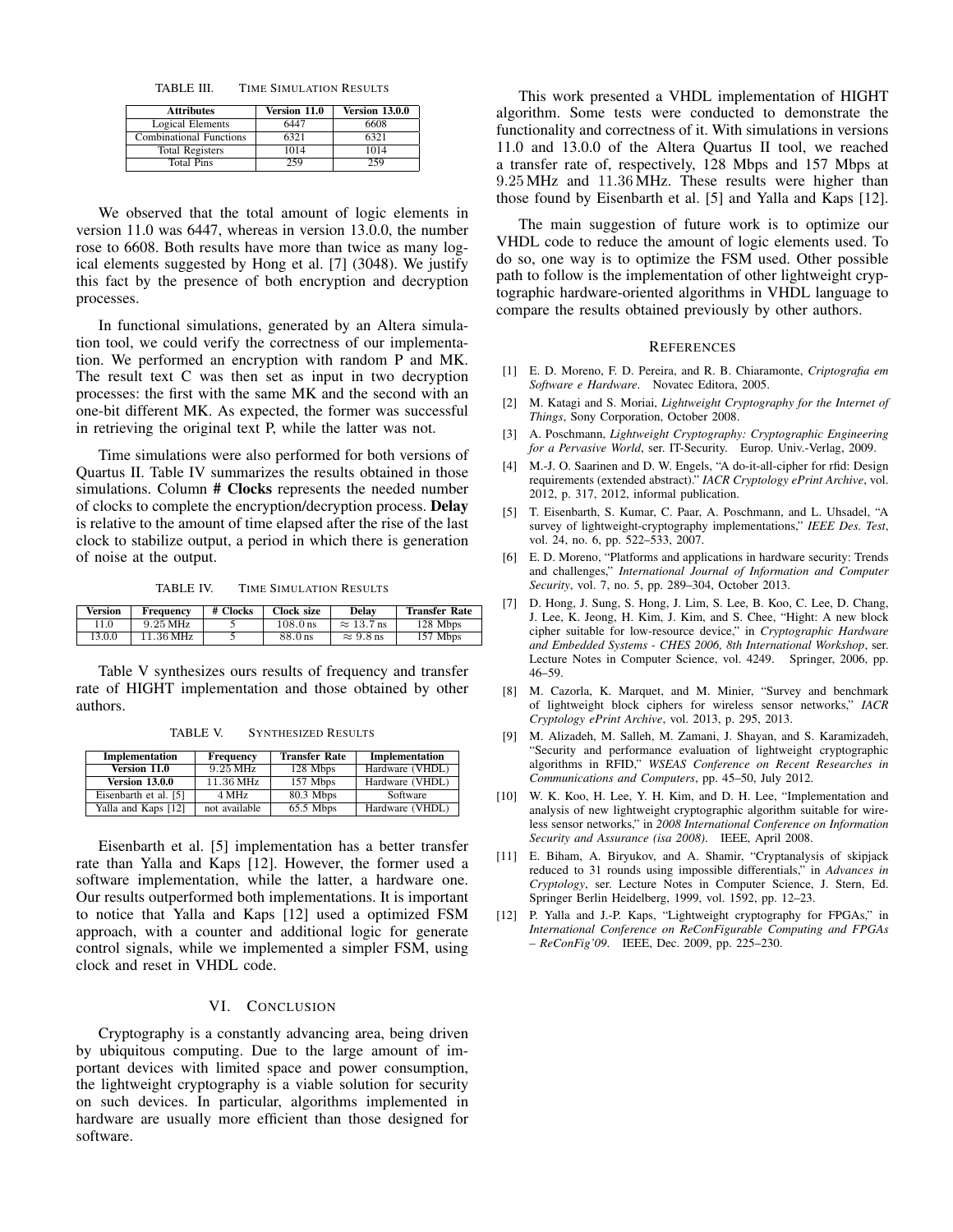TABLE III. TIME SIMULATION RESULTS

| Attributes | Version 11.0 | Version 13.0.0 |
|---|---|---|
| Logical Elements | 6447 | 6608 |
| Combinational Functions | 6321 | 6321 |
| Total Registers | 1014 | 1014 |
| Total Pins | 259 | 259 |

We observed that the total amount of logic elements in version 11.0 was 6447, whereas in version 13.0.0, the number rose to 6608. Both results have more than twice as many logical elements suggested by Hong et al. [7] (3048). We justify this fact by the presence of both encryption and decryption processes.

In functional simulations, generated by an Altera simulation tool, we could verify the correctness of our implementation. We performed an encryption with random P and MK. The result text C was then set as input in two decryption processes: the first with the same MK and the second with an one-bit different MK. As expected, the former was successful in retrieving the original text P, while the latter was not.

Time simulations were also performed for both versions of Quartus II. Table IV summarizes the results obtained in those simulations. Column **# Clocks** represents the needed number of clocks to complete the encryption/decryption process. **Delay** is relative to the amount of time elapsed after the rise of the last clock to stabilize output, a period in which there is generation of noise at the output.

TABLE IV. TIME SIMULATION RESULTS

| Version | Frequency | # Clocks | Clock size | Delay | Transfer Rate |
|---|---|---|---|---|---|
| 11.0 | 9.25 MHz | 5 | 108.0 ns | $\approx 13.7$ ns | 128 Mbps |
| 13.0.0 | 11.36 MHz | 5 | 88.0 ns | $\approx 9.8$ ns | 157 Mbps |

Table V synthesizes ours results of frequency and transfer rate of HIGHT implementation and those obtained by other authors.

TABLE V. SYNTHESIZED RESULTS

| Implementation | Frequency | Transfer Rate | Implementation |
|---|---|---|---|
| **Version 11.0** | 9.25 MHz | 128 Mbps | Hardware (VHDL) |
| **Version 13.0.0** | 11.36 MHz | 157 Mbps | Hardware (VHDL) |
| Eisenbarth et al. [5] | 4 MHz | 80.3 Mbps | Software |
| Yalla and Kaps [12] | not available | 65.5 Mbps | Hardware (VHDL) |

Eisenbarth et al. [5] implementation has a better transfer rate than Yalla and Kaps [12]. However, the former used a software implementation, while the latter, a hardware one. Our results outperformed both implementations. It is important to notice that Yalla and Kaps [12] used a optimized FSM approach, with a counter and additional logic for generate control signals, while we implemented a simpler FSM, using clock and reset in VHDL code.

## VI. CONCLUSION

Cryptography is a constantly advancing area, being driven by ubiquitous computing. Due to the large amount of important devices with limited space and power consumption, the lightweight cryptography is a viable solution for security on such devices. In particular, algorithms implemented in hardware are usually more efficient than those designed for software.

This work presented a VHDL implementation of HIGHT algorithm. Some tests were conducted to demonstrate the functionality and correctness of it. With simulations in versions 11.0 and 13.0.0 of the Altera Quartus II tool, we reached a transfer rate of, respectively, 128 Mbps and 157 Mbps at 9.25 MHz and 11.36 MHz. These results were higher than those found by Eisenbarth et al. [5] and Yalla and Kaps [12].

The main suggestion of future work is to optimize our VHDL code to reduce the amount of logic elements used. To do so, one way is to optimize the FSM used. Other possible path to follow is the implementation of other lightweight cryptographic hardware-oriented algorithms in VHDL language to compare the results obtained previously by other authors.

## REFERENCES

[1] E. D. Moreno, F. D. Pereira, and R. B. Chiaramonte, *Criptografia em Software e Hardware*. Novatec Editora, 2005.

[2] M. Katagi and S. Moriai, *Lightweight Cryptography for the Internet of Things*, Sony Corporation, October 2008.

[3] A. Poschmann, *Lightweight Cryptography: Cryptographic Engineering for a Pervasive World*, ser. IT-Security. Europ. Univ.-Verlag, 2009.

[4] M.-J. O. Saarinen and D. W. Engels, "A do-it-all-cipher for rfid: Design requirements (extended abstract)." *IACR Cryptology ePrint Archive*, vol. 2012, p. 317, 2012, informal publication.

[5] T. Eisenbarth, S. Kumar, C. Paar, A. Poschmann, and L. Uhsadel, "A survey of lightweight-cryptography implementations," *IEEE Des. Test*, vol. 24, no. 6, pp. 522–533, 2007.

[6] E. D. Moreno, "Platforms and applications in hardware security: Trends and challenges," *International Journal of Information and Computer Security*, vol. 7, no. 5, pp. 289–304, October 2013.

[7] D. Hong, J. Sung, S. Hong, J. Lim, S. Lee, B. Koo, C. Lee, D. Chang, J. Lee, K. Jeong, H. Kim, J. Kim, and S. Chee, "Hight: A new block cipher suitable for low-resource device," in *Cryptographic Hardware and Embedded Systems - CHES 2006, 8th International Workshop*, ser. Lecture Notes in Computer Science, vol. 4249. Springer, 2006, pp. 46–59.

[8] M. Cazorla, K. Marquet, and M. Minier, "Survey and benchmark of lightweight block ciphers for wireless sensor networks," *IACR Cryptology ePrint Archive*, vol. 2013, p. 295, 2013.

[9] M. Alizadeh, M. Salleh, M. Zamani, J. Shayan, and S. Karamizadeh, "Security and performance evaluation of lightweight cryptographic algorithms in RFID," *WSEAS Conference on Recent Researches in Communications and Computers*, pp. 45–50, July 2012.

[10] W. K. Koo, H. Lee, Y. H. Kim, and D. H. Lee, "Implementation and analysis of new lightweight cryptographic algorithm suitable for wireless sensor networks," in *2008 International Conference on Information Security and Assurance (isa 2008)*. IEEE, April 2008.

[11] E. Biham, A. Biryukov, and A. Shamir, "Cryptanalysis of skipjack reduced to 31 rounds using impossible differentials," in *Advances in Cryptology*, ser. Lecture Notes in Computer Science, J. Stern, Ed. Springer Berlin Heidelberg, 1999, vol. 1592, pp. 12–23.

[12] P. Yalla and J.-P. Kaps, "Lightweight cryptography for FPGAs," in *International Conference on ReConFigurable Computing and FPGAs – ReConFig'09*. IEEE, Dec. 2009, pp. 225–230.